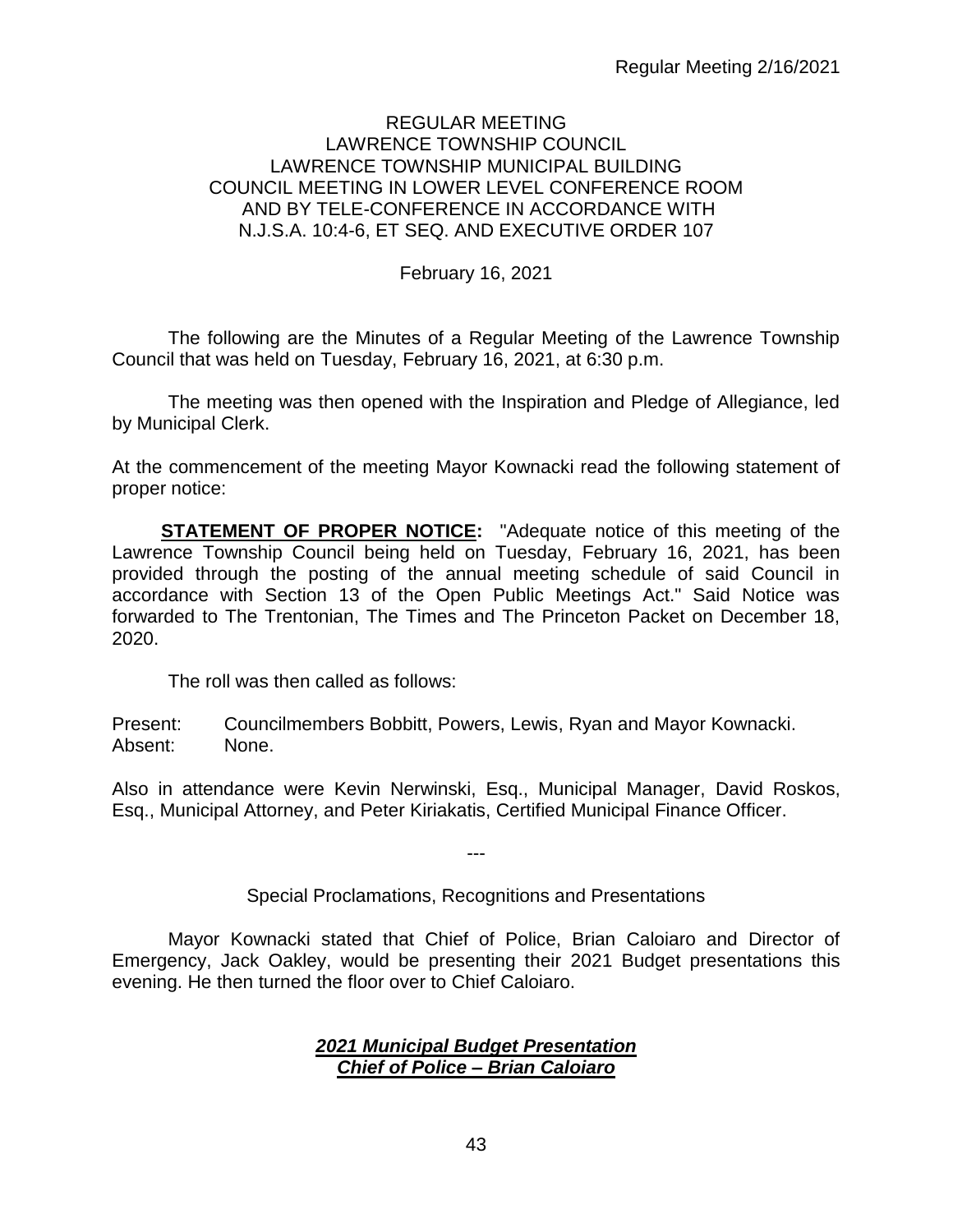# REGULAR MEETING
# LAWRENCE TOWNSHIP COUNCIL
## LAWRENCE TOWNSHIP MUNICIPAL BUILDING
## COUNCIL MEETING IN LOWER LEVEL CONFERENCE ROOM AND BY TELE-CONFERENCE IN ACCORDANCE WITH N.J.S.A. 10:4-6, ET SEQ. AND EXECUTIVE ORDER 107

February 16, 2021

The following are the Minutes of a Regular Meeting of the Lawrence Township Council that was held on Tuesday, February 16, 2021, at 6:30 p.m.

The meeting was then opened with the Inspiration and Pledge of Allegiance, led by Municipal Clerk.

At the commencement of the meeting Mayor Kownacki read the following statement of proper notice:

**STATEMENT OF PROPER NOTICE:** "Adequate notice of this meeting of the Lawrence Township Council being held on Tuesday, February 16, 2021, has been provided through the posting of the annual meeting schedule of said Council in accordance with Section 13 of the Open Public Meetings Act." Said Notice was forwarded to The Trentonian, The Times and The Princeton Packet on December 18, 2020.

The roll was then called as follows:

Present: Councilmembers Bobbitt, Powers, Lewis, Ryan and Mayor Kownacki.
Absent: None.

Also in attendance were Kevin Nerwinski, Esq., Municipal Manager, David Roskos, Esq., Municipal Attorney, and Peter Kiriakatis, Certified Municipal Finance Officer.

---

Special Proclamations, Recognitions and Presentations

Mayor Kownacki stated that Chief of Police, Brian Caloiaro and Director of Emergency, Jack Oakley, would be presenting their 2021 Budget presentations this evening. He then turned the floor over to Chief Caloiaro.

***2021 Municipal Budget Presentation***
***Chief of Police – Brian Caloiaro***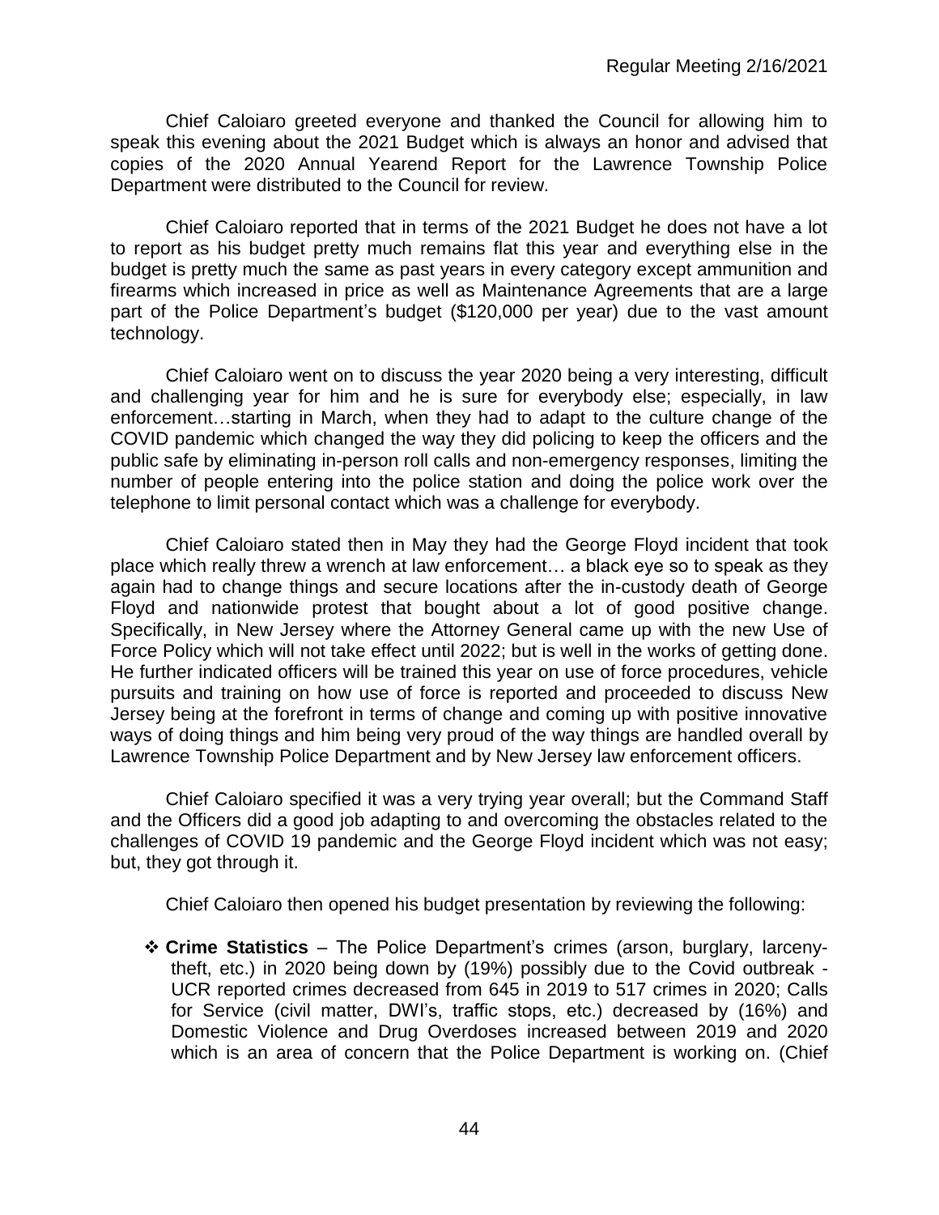Chief Caloiaro greeted everyone and thanked the Council for allowing him to speak this evening about the 2021 Budget which is always an honor and advised that copies of the 2020 Annual Yearend Report for the Lawrence Township Police Department were distributed to the Council for review.

Chief Caloiaro reported that in terms of the 2021 Budget he does not have a lot to report as his budget pretty much remains flat this year and everything else in the budget is pretty much the same as past years in every category except ammunition and firearms which increased in price as well as Maintenance Agreements that are a large part of the Police Department's budget ($120,000 per year) due to the vast amount technology.

Chief Caloiaro went on to discuss the year 2020 being a very interesting, difficult and challenging year for him and he is sure for everybody else; especially, in law enforcement…starting in March, when they had to adapt to the culture change of the COVID pandemic which changed the way they did policing to keep the officers and the public safe by eliminating in-person roll calls and non-emergency responses, limiting the number of people entering into the police station and doing the police work over the telephone to limit personal contact which was a challenge for everybody.

Chief Caloiaro stated then in May they had the George Floyd incident that took place which really threw a wrench at law enforcement… a black eye so to speak as they again had to change things and secure locations after the in-custody death of George Floyd and nationwide protest that bought about a lot of good positive change. Specifically, in New Jersey where the Attorney General came up with the new Use of Force Policy which will not take effect until 2022; but is well in the works of getting done. He further indicated officers will be trained this year on use of force procedures, vehicle pursuits and training on how use of force is reported and proceeded to discuss New Jersey being at the forefront in terms of change and coming up with positive innovative ways of doing things and him being very proud of the way things are handled overall by Lawrence Township Police Department and by New Jersey law enforcement officers.

Chief Caloiaro specified it was a very trying year overall; but the Command Staff and the Officers did a good job adapting to and overcoming the obstacles related to the challenges of COVID 19 pandemic and the George Floyd incident which was not easy; but, they got through it.

Chief Caloiaro then opened his budget presentation by reviewing the following:

- **Crime Statistics** – The Police Department's crimes (arson, burglary, larceny-theft, etc.) in 2020 being down by (19%) possibly due to the Covid outbreak - UCR reported crimes decreased from 645 in 2019 to 517 crimes in 2020; Calls for Service (civil matter, DWI's, traffic stops, etc.) decreased by (16%) and Domestic Violence and Drug Overdoses increased between 2019 and 2020 which is an area of concern that the Police Department is working on. (Chief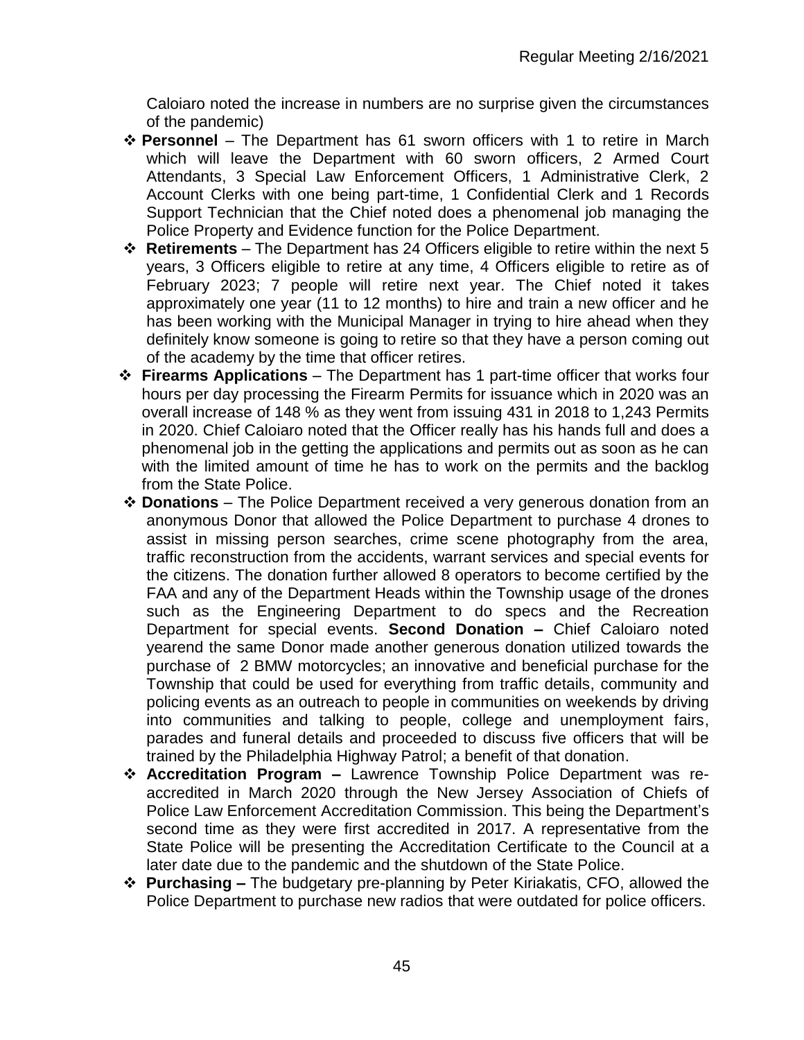Caloiaro noted the increase in numbers are no surprise given the circumstances of the pandemic)

- **Personnel** – The Department has 61 sworn officers with 1 to retire in March which will leave the Department with 60 sworn officers, 2 Armed Court Attendants, 3 Special Law Enforcement Officers, 1 Administrative Clerk, 2 Account Clerks with one being part-time, 1 Confidential Clerk and 1 Records Support Technician that the Chief noted does a phenomenal job managing the Police Property and Evidence function for the Police Department.
- **Retirements** – The Department has 24 Officers eligible to retire within the next 5 years, 3 Officers eligible to retire at any time, 4 Officers eligible to retire as of February 2023; 7 people will retire next year. The Chief noted it takes approximately one year (11 to 12 months) to hire and train a new officer and he has been working with the Municipal Manager in trying to hire ahead when they definitely know someone is going to retire so that they have a person coming out of the academy by the time that officer retires.
- **Firearms Applications** – The Department has 1 part-time officer that works four hours per day processing the Firearm Permits for issuance which in 2020 was an overall increase of 148 % as they went from issuing 431 in 2018 to 1,243 Permits in 2020. Chief Caloiaro noted that the Officer really has his hands full and does a phenomenal job in the getting the applications and permits out as soon as he can with the limited amount of time he has to work on the permits and the backlog from the State Police.
- **Donations** – The Police Department received a very generous donation from an anonymous Donor that allowed the Police Department to purchase 4 drones to assist in missing person searches, crime scene photography from the area, traffic reconstruction from the accidents, warrant services and special events for the citizens. The donation further allowed 8 operators to become certified by the FAA and any of the Department Heads within the Township usage of the drones such as the Engineering Department to do specs and the Recreation Department for special events. **Second Donation –** Chief Caloiaro noted yearend the same Donor made another generous donation utilized towards the purchase of 2 BMW motorcycles; an innovative and beneficial purchase for the Township that could be used for everything from traffic details, community and policing events as an outreach to people in communities on weekends by driving into communities and talking to people, college and unemployment fairs, parades and funeral details and proceeded to discuss five officers that will be trained by the Philadelphia Highway Patrol; a benefit of that donation.
- **Accreditation Program –** Lawrence Township Police Department was re-accredited in March 2020 through the New Jersey Association of Chiefs of Police Law Enforcement Accreditation Commission. This being the Department's second time as they were first accredited in 2017. A representative from the State Police will be presenting the Accreditation Certificate to the Council at a later date due to the pandemic and the shutdown of the State Police.
- **Purchasing –** The budgetary pre-planning by Peter Kiriakatis, CFO, allowed the Police Department to purchase new radios that were outdated for police officers.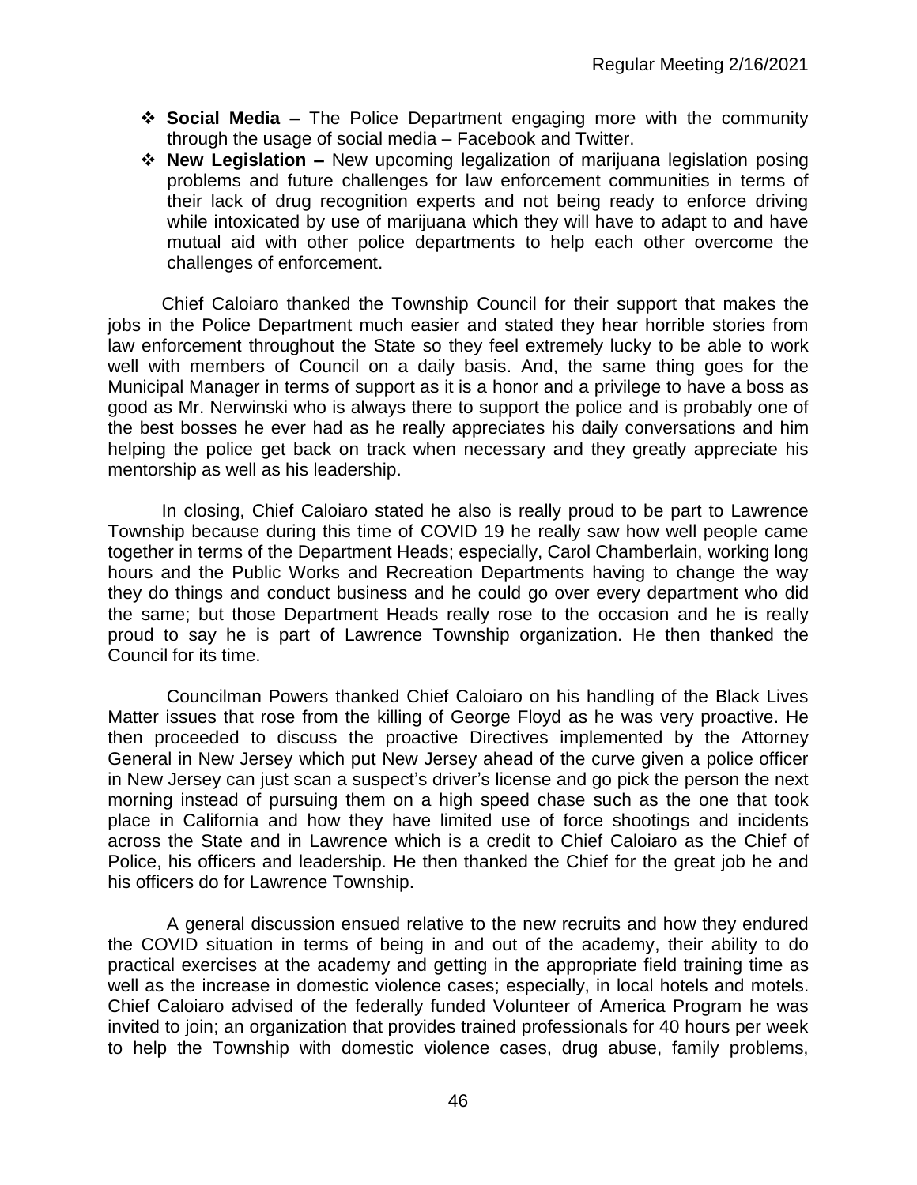- **Social Media –** The Police Department engaging more with the community through the usage of social media – Facebook and Twitter.
- **New Legislation –** New upcoming legalization of marijuana legislation posing problems and future challenges for law enforcement communities in terms of their lack of drug recognition experts and not being ready to enforce driving while intoxicated by use of marijuana which they will have to adapt to and have mutual aid with other police departments to help each other overcome the challenges of enforcement.

Chief Caloiaro thanked the Township Council for their support that makes the jobs in the Police Department much easier and stated they hear horrible stories from law enforcement throughout the State so they feel extremely lucky to be able to work well with members of Council on a daily basis. And, the same thing goes for the Municipal Manager in terms of support as it is a honor and a privilege to have a boss as good as Mr. Nerwinski who is always there to support the police and is probably one of the best bosses he ever had as he really appreciates his daily conversations and him helping the police get back on track when necessary and they greatly appreciate his mentorship as well as his leadership.

In closing, Chief Caloiaro stated he also is really proud to be part to Lawrence Township because during this time of COVID 19 he really saw how well people came together in terms of the Department Heads; especially, Carol Chamberlain, working long hours and the Public Works and Recreation Departments having to change the way they do things and conduct business and he could go over every department who did the same; but those Department Heads really rose to the occasion and he is really proud to say he is part of Lawrence Township organization. He then thanked the Council for its time.

Councilman Powers thanked Chief Caloiaro on his handling of the Black Lives Matter issues that rose from the killing of George Floyd as he was very proactive. He then proceeded to discuss the proactive Directives implemented by the Attorney General in New Jersey which put New Jersey ahead of the curve given a police officer in New Jersey can just scan a suspect's driver's license and go pick the person the next morning instead of pursuing them on a high speed chase such as the one that took place in California and how they have limited use of force shootings and incidents across the State and in Lawrence which is a credit to Chief Caloiaro as the Chief of Police, his officers and leadership. He then thanked the Chief for the great job he and his officers do for Lawrence Township.

A general discussion ensued relative to the new recruits and how they endured the COVID situation in terms of being in and out of the academy, their ability to do practical exercises at the academy and getting in the appropriate field training time as well as the increase in domestic violence cases; especially, in local hotels and motels. Chief Caloiaro advised of the federally funded Volunteer of America Program he was invited to join; an organization that provides trained professionals for 40 hours per week to help the Township with domestic violence cases, drug abuse, family problems,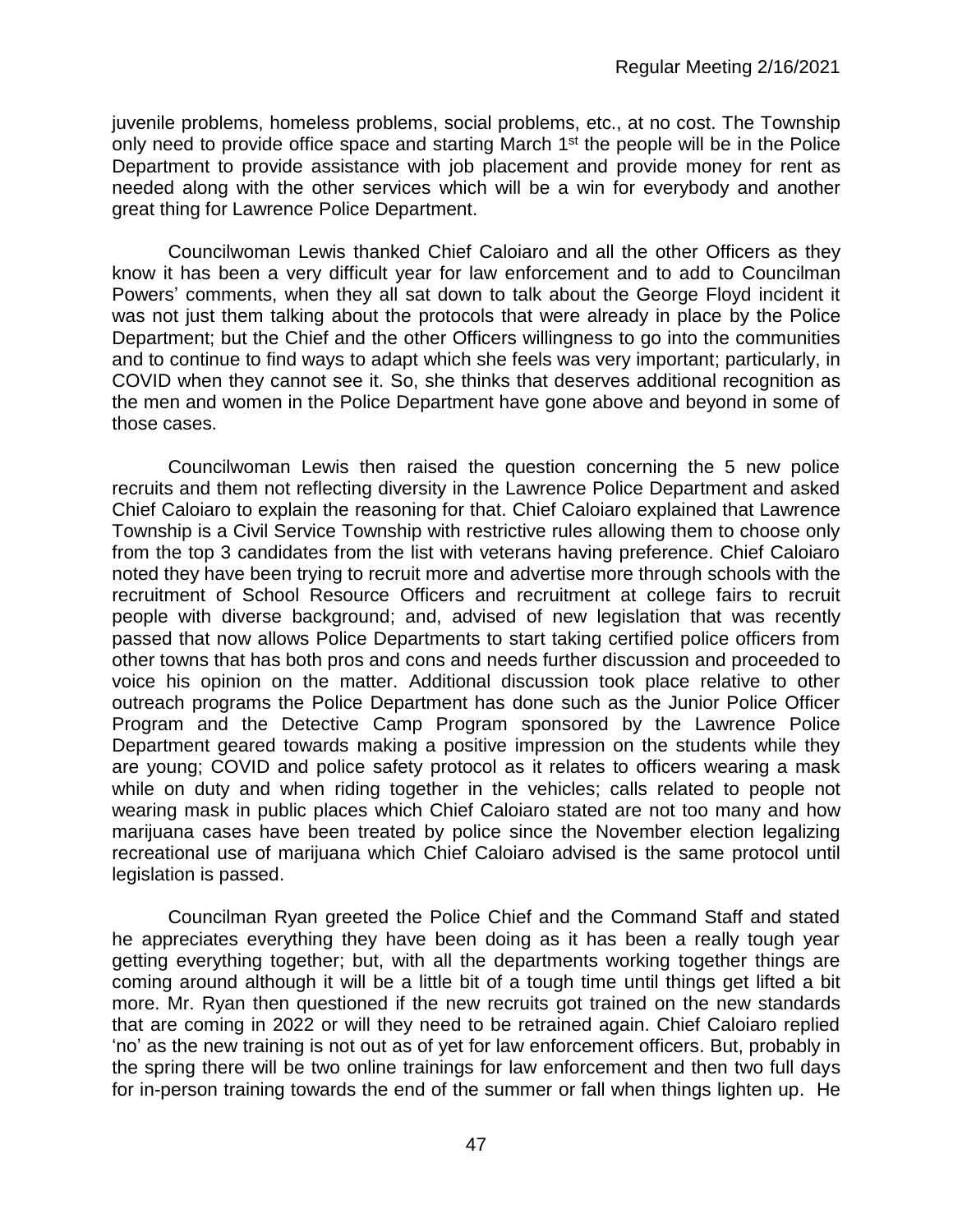juvenile problems, homeless problems, social problems, etc., at no cost. The Township only need to provide office space and starting March 1st the people will be in the Police Department to provide assistance with job placement and provide money for rent as needed along with the other services which will be a win for everybody and another great thing for Lawrence Police Department.

Councilwoman Lewis thanked Chief Caloiaro and all the other Officers as they know it has been a very difficult year for law enforcement and to add to Councilman Powers' comments, when they all sat down to talk about the George Floyd incident it was not just them talking about the protocols that were already in place by the Police Department; but the Chief and the other Officers willingness to go into the communities and to continue to find ways to adapt which she feels was very important; particularly, in COVID when they cannot see it. So, she thinks that deserves additional recognition as the men and women in the Police Department have gone above and beyond in some of those cases.

Councilwoman Lewis then raised the question concerning the 5 new police recruits and them not reflecting diversity in the Lawrence Police Department and asked Chief Caloiaro to explain the reasoning for that. Chief Caloiaro explained that Lawrence Township is a Civil Service Township with restrictive rules allowing them to choose only from the top 3 candidates from the list with veterans having preference. Chief Caloiaro noted they have been trying to recruit more and advertise more through schools with the recruitment of School Resource Officers and recruitment at college fairs to recruit people with diverse background; and, advised of new legislation that was recently passed that now allows Police Departments to start taking certified police officers from other towns that has both pros and cons and needs further discussion and proceeded to voice his opinion on the matter. Additional discussion took place relative to other outreach programs the Police Department has done such as the Junior Police Officer Program and the Detective Camp Program sponsored by the Lawrence Police Department geared towards making a positive impression on the students while they are young; COVID and police safety protocol as it relates to officers wearing a mask while on duty and when riding together in the vehicles; calls related to people not wearing mask in public places which Chief Caloiaro stated are not too many and how marijuana cases have been treated by police since the November election legalizing recreational use of marijuana which Chief Caloiaro advised is the same protocol until legislation is passed.

Councilman Ryan greeted the Police Chief and the Command Staff and stated he appreciates everything they have been doing as it has been a really tough year getting everything together; but, with all the departments working together things are coming around although it will be a little bit of a tough time until things get lifted a bit more. Mr. Ryan then questioned if the new recruits got trained on the new standards that are coming in 2022 or will they need to be retrained again. Chief Caloiaro replied 'no' as the new training is not out as of yet for law enforcement officers. But, probably in the spring there will be two online trainings for law enforcement and then two full days for in-person training towards the end of the summer or fall when things lighten up. He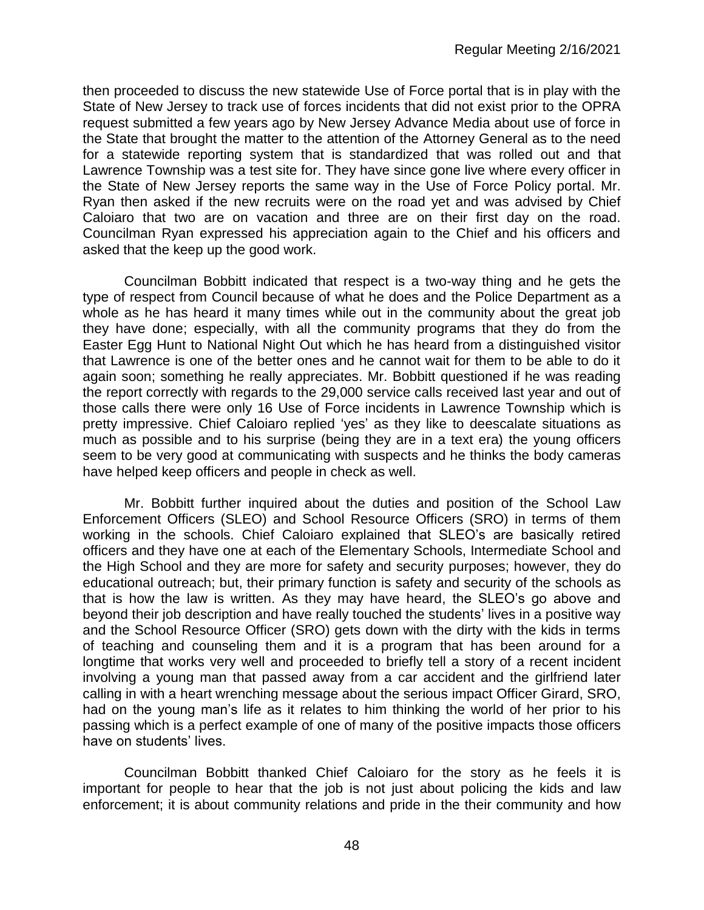then proceeded to discuss the new statewide Use of Force portal that is in play with the State of New Jersey to track use of forces incidents that did not exist prior to the OPRA request submitted a few years ago by New Jersey Advance Media about use of force in the State that brought the matter to the attention of the Attorney General as to the need for a statewide reporting system that is standardized that was rolled out and that Lawrence Township was a test site for. They have since gone live where every officer in the State of New Jersey reports the same way in the Use of Force Policy portal. Mr. Ryan then asked if the new recruits were on the road yet and was advised by Chief Caloiaro that two are on vacation and three are on their first day on the road. Councilman Ryan expressed his appreciation again to the Chief and his officers and asked that the keep up the good work.

Councilman Bobbitt indicated that respect is a two-way thing and he gets the type of respect from Council because of what he does and the Police Department as a whole as he has heard it many times while out in the community about the great job they have done; especially, with all the community programs that they do from the Easter Egg Hunt to National Night Out which he has heard from a distinguished visitor that Lawrence is one of the better ones and he cannot wait for them to be able to do it again soon; something he really appreciates. Mr. Bobbitt questioned if he was reading the report correctly with regards to the 29,000 service calls received last year and out of those calls there were only 16 Use of Force incidents in Lawrence Township which is pretty impressive. Chief Caloiaro replied 'yes' as they like to deescalate situations as much as possible and to his surprise (being they are in a text era) the young officers seem to be very good at communicating with suspects and he thinks the body cameras have helped keep officers and people in check as well.

Mr. Bobbitt further inquired about the duties and position of the School Law Enforcement Officers (SLEO) and School Resource Officers (SRO) in terms of them working in the schools. Chief Caloiaro explained that SLEO's are basically retired officers and they have one at each of the Elementary Schools, Intermediate School and the High School and they are more for safety and security purposes; however, they do educational outreach; but, their primary function is safety and security of the schools as that is how the law is written. As they may have heard, the SLEO's go above and beyond their job description and have really touched the students' lives in a positive way and the School Resource Officer (SRO) gets down with the dirty with the kids in terms of teaching and counseling them and it is a program that has been around for a longtime that works very well and proceeded to briefly tell a story of a recent incident involving a young man that passed away from a car accident and the girlfriend later calling in with a heart wrenching message about the serious impact Officer Girard, SRO, had on the young man's life as it relates to him thinking the world of her prior to his passing which is a perfect example of one of many of the positive impacts those officers have on students' lives.

Councilman Bobbitt thanked Chief Caloiaro for the story as he feels it is important for people to hear that the job is not just about policing the kids and law enforcement; it is about community relations and pride in the their community and how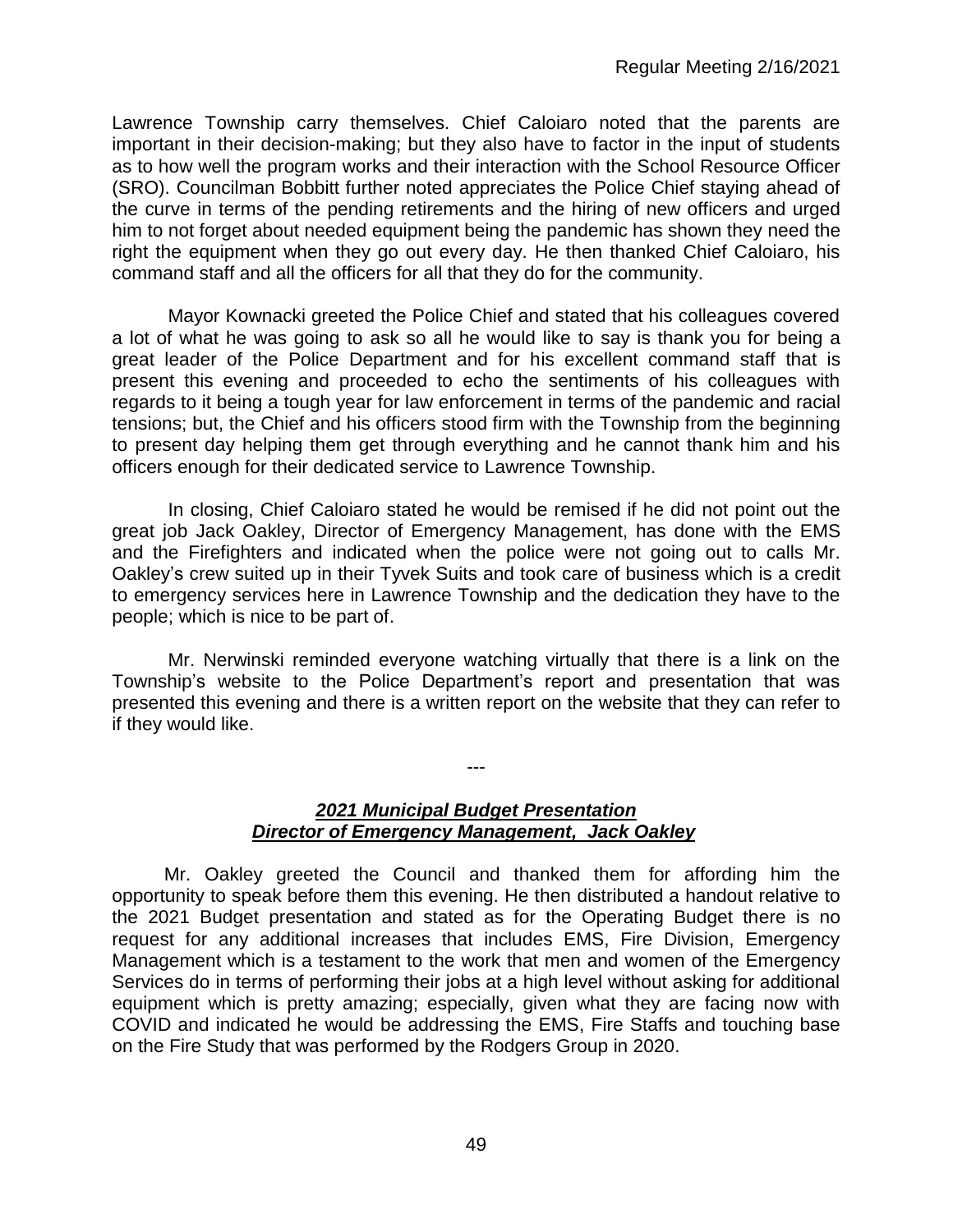Lawrence Township carry themselves. Chief Caloiaro noted that the parents are important in their decision-making; but they also have to factor in the input of students as to how well the program works and their interaction with the School Resource Officer (SRO). Councilman Bobbitt further noted appreciates the Police Chief staying ahead of the curve in terms of the pending retirements and the hiring of new officers and urged him to not forget about needed equipment being the pandemic has shown they need the right the equipment when they go out every day. He then thanked Chief Caloiaro, his command staff and all the officers for all that they do for the community.

Mayor Kownacki greeted the Police Chief and stated that his colleagues covered a lot of what he was going to ask so all he would like to say is thank you for being a great leader of the Police Department and for his excellent command staff that is present this evening and proceeded to echo the sentiments of his colleagues with regards to it being a tough year for law enforcement in terms of the pandemic and racial tensions; but, the Chief and his officers stood firm with the Township from the beginning to present day helping them get through everything and he cannot thank him and his officers enough for their dedicated service to Lawrence Township.

In closing, Chief Caloiaro stated he would be remised if he did not point out the great job Jack Oakley, Director of Emergency Management, has done with the EMS and the Firefighters and indicated when the police were not going out to calls Mr. Oakley's crew suited up in their Tyvek Suits and took care of business which is a credit to emergency services here in Lawrence Township and the dedication they have to the people; which is nice to be part of.

Mr. Nerwinski reminded everyone watching virtually that there is a link on the Township's website to the Police Department's report and presentation that was presented this evening and there is a written report on the website that they can refer to if they would like.

---

***2021 Municipal Budget Presentation***
***Director of Emergency Management, Jack Oakley***

Mr. Oakley greeted the Council and thanked them for affording him the opportunity to speak before them this evening. He then distributed a handout relative to the 2021 Budget presentation and stated as for the Operating Budget there is no request for any additional increases that includes EMS, Fire Division, Emergency Management which is a testament to the work that men and women of the Emergency Services do in terms of performing their jobs at a high level without asking for additional equipment which is pretty amazing; especially, given what they are facing now with COVID and indicated he would be addressing the EMS, Fire Staffs and touching base on the Fire Study that was performed by the Rodgers Group in 2020.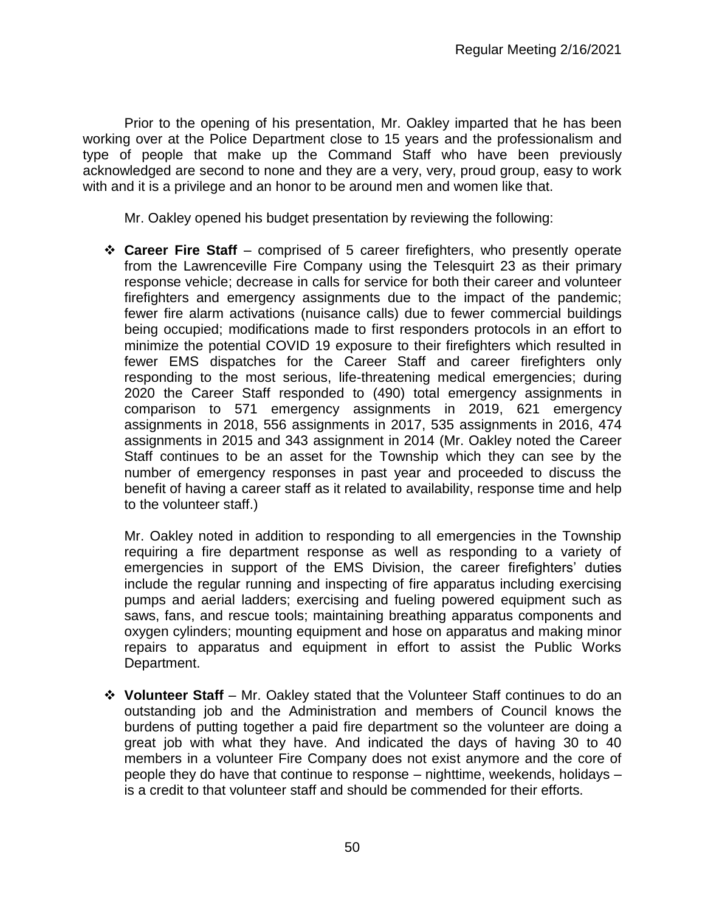Prior to the opening of his presentation, Mr. Oakley imparted that he has been working over at the Police Department close to 15 years and the professionalism and type of people that make up the Command Staff who have been previously acknowledged are second to none and they are a very, very, proud group, easy to work with and it is a privilege and an honor to be around men and women like that.

Mr. Oakley opened his budget presentation by reviewing the following:

- **Career Fire Staff** – comprised of 5 career firefighters, who presently operate from the Lawrenceville Fire Company using the Telesquirt 23 as their primary response vehicle; decrease in calls for service for both their career and volunteer firefighters and emergency assignments due to the impact of the pandemic; fewer fire alarm activations (nuisance calls) due to fewer commercial buildings being occupied; modifications made to first responders protocols in an effort to minimize the potential COVID 19 exposure to their firefighters which resulted in fewer EMS dispatches for the Career Staff and career firefighters only responding to the most serious, life-threatening medical emergencies; during 2020 the Career Staff responded to (490) total emergency assignments in comparison to 571 emergency assignments in 2019, 621 emergency assignments in 2018, 556 assignments in 2017, 535 assignments in 2016, 474 assignments in 2015 and 343 assignment in 2014 (Mr. Oakley noted the Career Staff continues to be an asset for the Township which they can see by the number of emergency responses in past year and proceeded to discuss the benefit of having a career staff as it related to availability, response time and help to the volunteer staff.)

  Mr. Oakley noted in addition to responding to all emergencies in the Township requiring a fire department response as well as responding to a variety of emergencies in support of the EMS Division, the career firefighters' duties include the regular running and inspecting of fire apparatus including exercising pumps and aerial ladders; exercising and fueling powered equipment such as saws, fans, and rescue tools; maintaining breathing apparatus components and oxygen cylinders; mounting equipment and hose on apparatus and making minor repairs to apparatus and equipment in effort to assist the Public Works Department.

- **Volunteer Staff** – Mr. Oakley stated that the Volunteer Staff continues to do an outstanding job and the Administration and members of Council knows the burdens of putting together a paid fire department so the volunteer are doing a great job with what they have. And indicated the days of having 30 to 40 members in a volunteer Fire Company does not exist anymore and the core of people they do have that continue to response – nighttime, weekends, holidays – is a credit to that volunteer staff and should be commended for their efforts.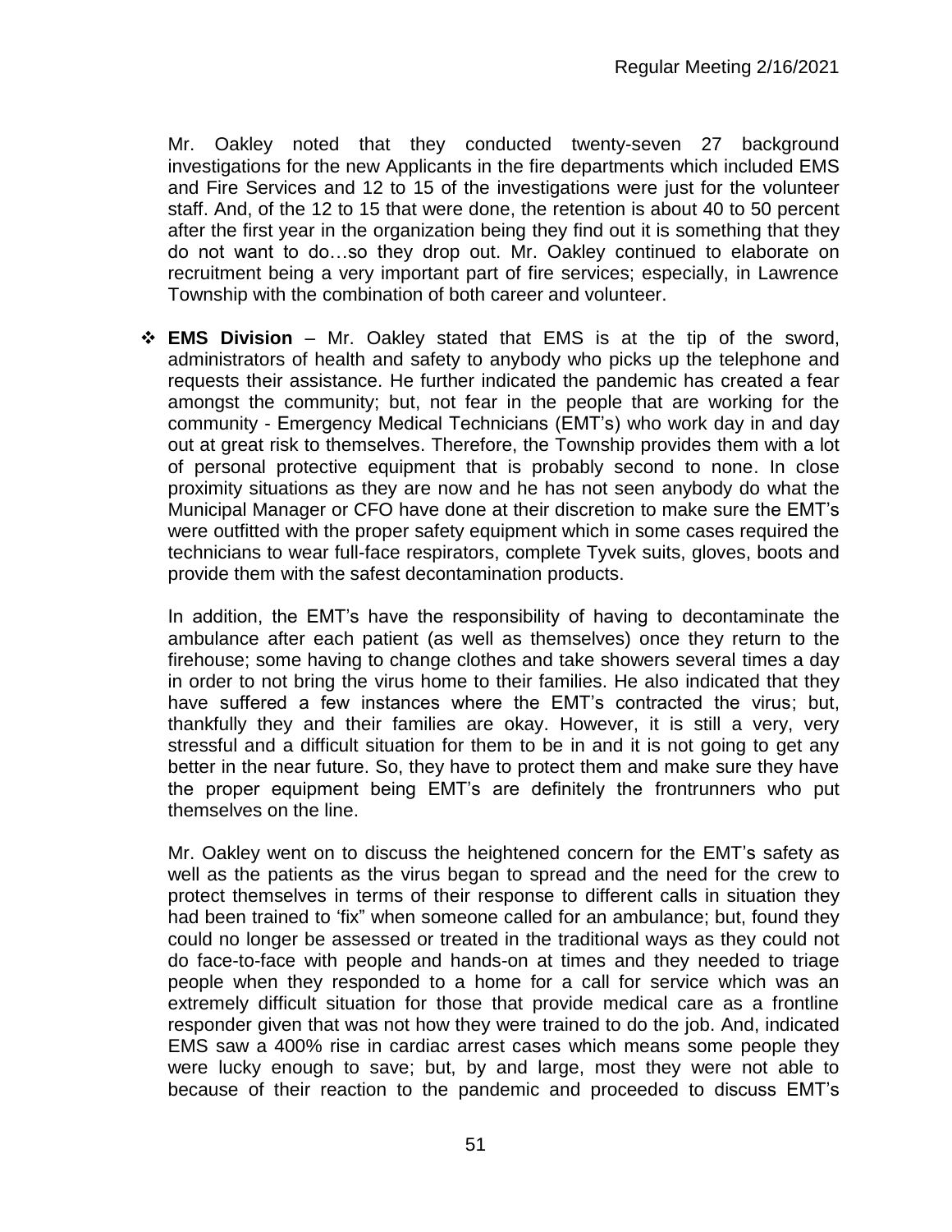Mr. Oakley noted that they conducted twenty-seven 27 background investigations for the new Applicants in the fire departments which included EMS and Fire Services and 12 to 15 of the investigations were just for the volunteer staff. And, of the 12 to 15 that were done, the retention is about 40 to 50 percent after the first year in the organization being they find out it is something that they do not want to do…so they drop out. Mr. Oakley continued to elaborate on recruitment being a very important part of fire services; especially, in Lawrence Township with the combination of both career and volunteer.

- **EMS Division** – Mr. Oakley stated that EMS is at the tip of the sword, administrators of health and safety to anybody who picks up the telephone and requests their assistance. He further indicated the pandemic has created a fear amongst the community; but, not fear in the people that are working for the community - Emergency Medical Technicians (EMT's) who work day in and day out at great risk to themselves. Therefore, the Township provides them with a lot of personal protective equipment that is probably second to none. In close proximity situations as they are now and he has not seen anybody do what the Municipal Manager or CFO have done at their discretion to make sure the EMT's were outfitted with the proper safety equipment which in some cases required the technicians to wear full-face respirators, complete Tyvek suits, gloves, boots and provide them with the safest decontamination products.

  In addition, the EMT's have the responsibility of having to decontaminate the ambulance after each patient (as well as themselves) once they return to the firehouse; some having to change clothes and take showers several times a day in order to not bring the virus home to their families. He also indicated that they have suffered a few instances where the EMT's contracted the virus; but, thankfully they and their families are okay. However, it is still a very, very stressful and a difficult situation for them to be in and it is not going to get any better in the near future. So, they have to protect them and make sure they have the proper equipment being EMT's are definitely the frontrunners who put themselves on the line.

  Mr. Oakley went on to discuss the heightened concern for the EMT's safety as well as the patients as the virus began to spread and the need for the crew to protect themselves in terms of their response to different calls in situation they had been trained to 'fix" when someone called for an ambulance; but, found they could no longer be assessed or treated in the traditional ways as they could not do face-to-face with people and hands-on at times and they needed to triage people when they responded to a home for a call for service which was an extremely difficult situation for those that provide medical care as a frontline responder given that was not how they were trained to do the job. And, indicated EMS saw a 400% rise in cardiac arrest cases which means some people they were lucky enough to save; but, by and large, most they were not able to because of their reaction to the pandemic and proceeded to discuss EMT's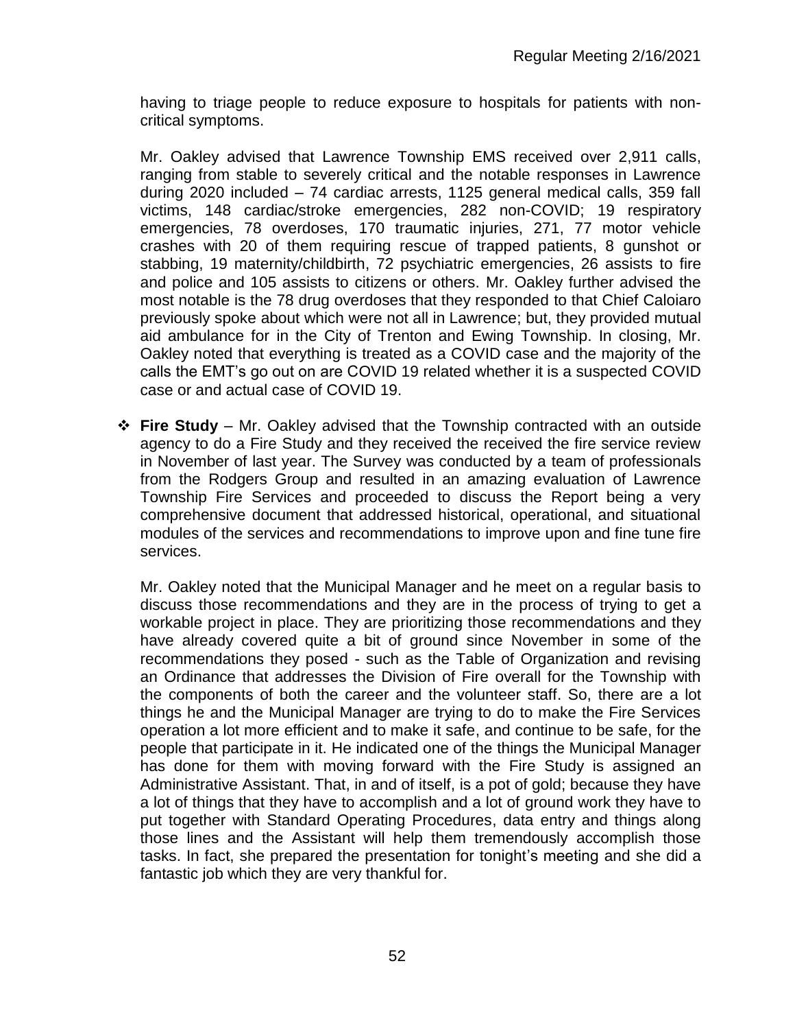having to triage people to reduce exposure to hospitals for patients with non-critical symptoms.

Mr. Oakley advised that Lawrence Township EMS received over 2,911 calls, ranging from stable to severely critical and the notable responses in Lawrence during 2020 included – 74 cardiac arrests, 1125 general medical calls, 359 fall victims, 148 cardiac/stroke emergencies, 282 non-COVID; 19 respiratory emergencies, 78 overdoses, 170 traumatic injuries, 271, 77 motor vehicle crashes with 20 of them requiring rescue of trapped patients, 8 gunshot or stabbing, 19 maternity/childbirth, 72 psychiatric emergencies, 26 assists to fire and police and 105 assists to citizens or others. Mr. Oakley further advised the most notable is the 78 drug overdoses that they responded to that Chief Caloiaro previously spoke about which were not all in Lawrence; but, they provided mutual aid ambulance for in the City of Trenton and Ewing Township. In closing, Mr. Oakley noted that everything is treated as a COVID case and the majority of the calls the EMT's go out on are COVID 19 related whether it is a suspected COVID case or and actual case of COVID 19.

- **Fire Study** – Mr. Oakley advised that the Township contracted with an outside agency to do a Fire Study and they received the received the fire service review in November of last year. The Survey was conducted by a team of professionals from the Rodgers Group and resulted in an amazing evaluation of Lawrence Township Fire Services and proceeded to discuss the Report being a very comprehensive document that addressed historical, operational, and situational modules of the services and recommendations to improve upon and fine tune fire services.

  Mr. Oakley noted that the Municipal Manager and he meet on a regular basis to discuss those recommendations and they are in the process of trying to get a workable project in place. They are prioritizing those recommendations and they have already covered quite a bit of ground since November in some of the recommendations they posed - such as the Table of Organization and revising an Ordinance that addresses the Division of Fire overall for the Township with the components of both the career and the volunteer staff. So, there are a lot things he and the Municipal Manager are trying to do to make the Fire Services operation a lot more efficient and to make it safe, and continue to be safe, for the people that participate in it. He indicated one of the things the Municipal Manager has done for them with moving forward with the Fire Study is assigned an Administrative Assistant. That, in and of itself, is a pot of gold; because they have a lot of things that they have to accomplish and a lot of ground work they have to put together with Standard Operating Procedures, data entry and things along those lines and the Assistant will help them tremendously accomplish those tasks. In fact, she prepared the presentation for tonight's meeting and she did a fantastic job which they are very thankful for.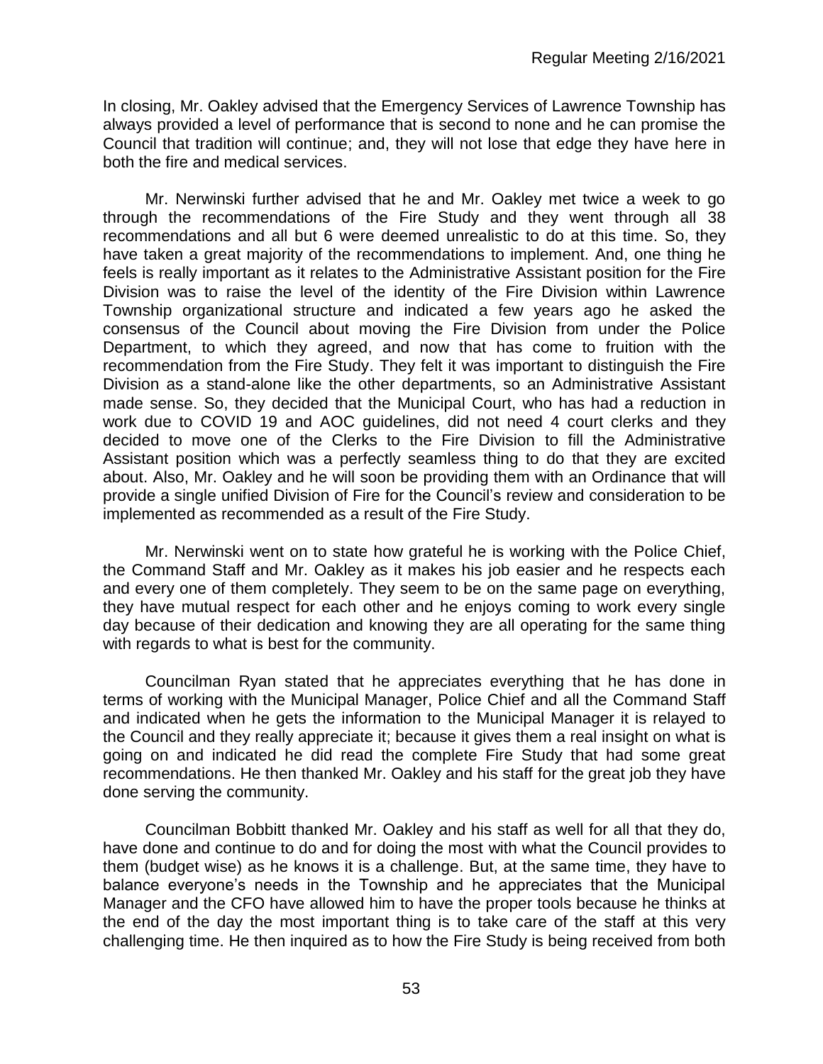In closing, Mr. Oakley advised that the Emergency Services of Lawrence Township has always provided a level of performance that is second to none and he can promise the Council that tradition will continue; and, they will not lose that edge they have here in both the fire and medical services.

Mr. Nerwinski further advised that he and Mr. Oakley met twice a week to go through the recommendations of the Fire Study and they went through all 38 recommendations and all but 6 were deemed unrealistic to do at this time. So, they have taken a great majority of the recommendations to implement. And, one thing he feels is really important as it relates to the Administrative Assistant position for the Fire Division was to raise the level of the identity of the Fire Division within Lawrence Township organizational structure and indicated a few years ago he asked the consensus of the Council about moving the Fire Division from under the Police Department, to which they agreed, and now that has come to fruition with the recommendation from the Fire Study. They felt it was important to distinguish the Fire Division as a stand-alone like the other departments, so an Administrative Assistant made sense. So, they decided that the Municipal Court, who has had a reduction in work due to COVID 19 and AOC guidelines, did not need 4 court clerks and they decided to move one of the Clerks to the Fire Division to fill the Administrative Assistant position which was a perfectly seamless thing to do that they are excited about. Also, Mr. Oakley and he will soon be providing them with an Ordinance that will provide a single unified Division of Fire for the Council's review and consideration to be implemented as recommended as a result of the Fire Study.

Mr. Nerwinski went on to state how grateful he is working with the Police Chief, the Command Staff and Mr. Oakley as it makes his job easier and he respects each and every one of them completely. They seem to be on the same page on everything, they have mutual respect for each other and he enjoys coming to work every single day because of their dedication and knowing they are all operating for the same thing with regards to what is best for the community.

Councilman Ryan stated that he appreciates everything that he has done in terms of working with the Municipal Manager, Police Chief and all the Command Staff and indicated when he gets the information to the Municipal Manager it is relayed to the Council and they really appreciate it; because it gives them a real insight on what is going on and indicated he did read the complete Fire Study that had some great recommendations. He then thanked Mr. Oakley and his staff for the great job they have done serving the community.

Councilman Bobbitt thanked Mr. Oakley and his staff as well for all that they do, have done and continue to do and for doing the most with what the Council provides to them (budget wise) as he knows it is a challenge. But, at the same time, they have to balance everyone's needs in the Township and he appreciates that the Municipal Manager and the CFO have allowed him to have the proper tools because he thinks at the end of the day the most important thing is to take care of the staff at this very challenging time. He then inquired as to how the Fire Study is being received from both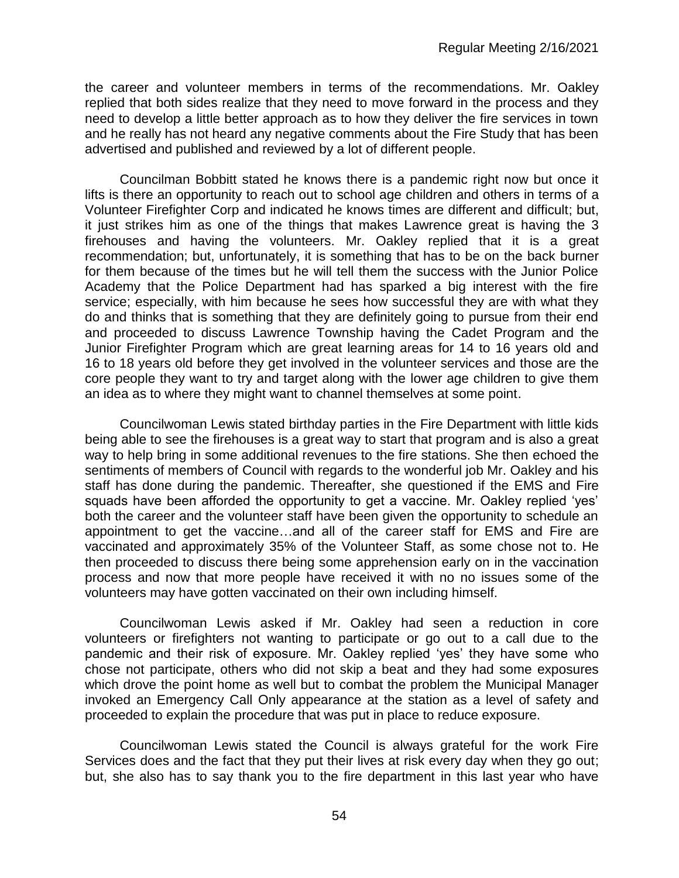the career and volunteer members in terms of the recommendations. Mr. Oakley replied that both sides realize that they need to move forward in the process and they need to develop a little better approach as to how they deliver the fire services in town and he really has not heard any negative comments about the Fire Study that has been advertised and published and reviewed by a lot of different people.

Councilman Bobbitt stated he knows there is a pandemic right now but once it lifts is there an opportunity to reach out to school age children and others in terms of a Volunteer Firefighter Corp and indicated he knows times are different and difficult; but, it just strikes him as one of the things that makes Lawrence great is having the 3 firehouses and having the volunteers. Mr. Oakley replied that it is a great recommendation; but, unfortunately, it is something that has to be on the back burner for them because of the times but he will tell them the success with the Junior Police Academy that the Police Department had has sparked a big interest with the fire service; especially, with him because he sees how successful they are with what they do and thinks that is something that they are definitely going to pursue from their end and proceeded to discuss Lawrence Township having the Cadet Program and the Junior Firefighter Program which are great learning areas for 14 to 16 years old and 16 to 18 years old before they get involved in the volunteer services and those are the core people they want to try and target along with the lower age children to give them an idea as to where they might want to channel themselves at some point.

Councilwoman Lewis stated birthday parties in the Fire Department with little kids being able to see the firehouses is a great way to start that program and is also a great way to help bring in some additional revenues to the fire stations. She then echoed the sentiments of members of Council with regards to the wonderful job Mr. Oakley and his staff has done during the pandemic. Thereafter, she questioned if the EMS and Fire squads have been afforded the opportunity to get a vaccine. Mr. Oakley replied 'yes' both the career and the volunteer staff have been given the opportunity to schedule an appointment to get the vaccine…and all of the career staff for EMS and Fire are vaccinated and approximately 35% of the Volunteer Staff, as some chose not to. He then proceeded to discuss there being some apprehension early on in the vaccination process and now that more people have received it with no no issues some of the volunteers may have gotten vaccinated on their own including himself.

Councilwoman Lewis asked if Mr. Oakley had seen a reduction in core volunteers or firefighters not wanting to participate or go out to a call due to the pandemic and their risk of exposure. Mr. Oakley replied 'yes' they have some who chose not participate, others who did not skip a beat and they had some exposures which drove the point home as well but to combat the problem the Municipal Manager invoked an Emergency Call Only appearance at the station as a level of safety and proceeded to explain the procedure that was put in place to reduce exposure.

Councilwoman Lewis stated the Council is always grateful for the work Fire Services does and the fact that they put their lives at risk every day when they go out; but, she also has to say thank you to the fire department in this last year who have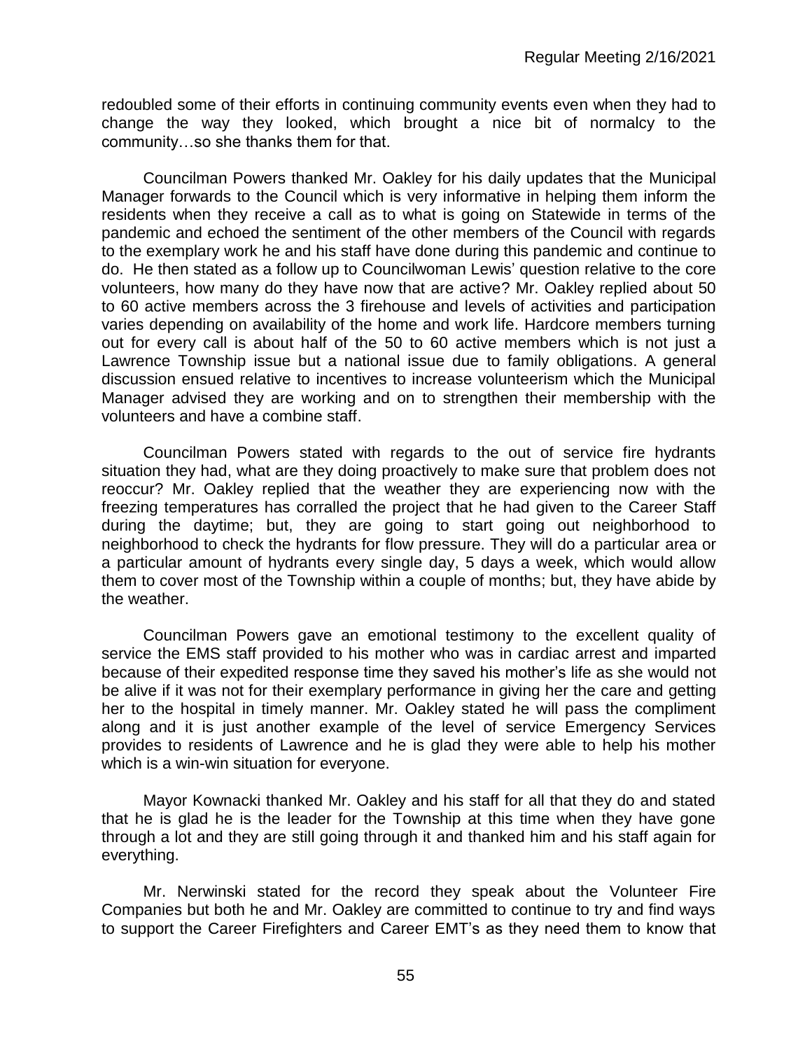redoubled some of their efforts in continuing community events even when they had to change the way they looked, which brought a nice bit of normalcy to the community…so she thanks them for that.

Councilman Powers thanked Mr. Oakley for his daily updates that the Municipal Manager forwards to the Council which is very informative in helping them inform the residents when they receive a call as to what is going on Statewide in terms of the pandemic and echoed the sentiment of the other members of the Council with regards to the exemplary work he and his staff have done during this pandemic and continue to do. He then stated as a follow up to Councilwoman Lewis' question relative to the core volunteers, how many do they have now that are active? Mr. Oakley replied about 50 to 60 active members across the 3 firehouse and levels of activities and participation varies depending on availability of the home and work life. Hardcore members turning out for every call is about half of the 50 to 60 active members which is not just a Lawrence Township issue but a national issue due to family obligations. A general discussion ensued relative to incentives to increase volunteerism which the Municipal Manager advised they are working and on to strengthen their membership with the volunteers and have a combine staff.

Councilman Powers stated with regards to the out of service fire hydrants situation they had, what are they doing proactively to make sure that problem does not reoccur? Mr. Oakley replied that the weather they are experiencing now with the freezing temperatures has corralled the project that he had given to the Career Staff during the daytime; but, they are going to start going out neighborhood to neighborhood to check the hydrants for flow pressure. They will do a particular area or a particular amount of hydrants every single day, 5 days a week, which would allow them to cover most of the Township within a couple of months; but, they have abide by the weather.

Councilman Powers gave an emotional testimony to the excellent quality of service the EMS staff provided to his mother who was in cardiac arrest and imparted because of their expedited response time they saved his mother's life as she would not be alive if it was not for their exemplary performance in giving her the care and getting her to the hospital in timely manner. Mr. Oakley stated he will pass the compliment along and it is just another example of the level of service Emergency Services provides to residents of Lawrence and he is glad they were able to help his mother which is a win-win situation for everyone.

Mayor Kownacki thanked Mr. Oakley and his staff for all that they do and stated that he is glad he is the leader for the Township at this time when they have gone through a lot and they are still going through it and thanked him and his staff again for everything.

Mr. Nerwinski stated for the record they speak about the Volunteer Fire Companies but both he and Mr. Oakley are committed to continue to try and find ways to support the Career Firefighters and Career EMT's as they need them to know that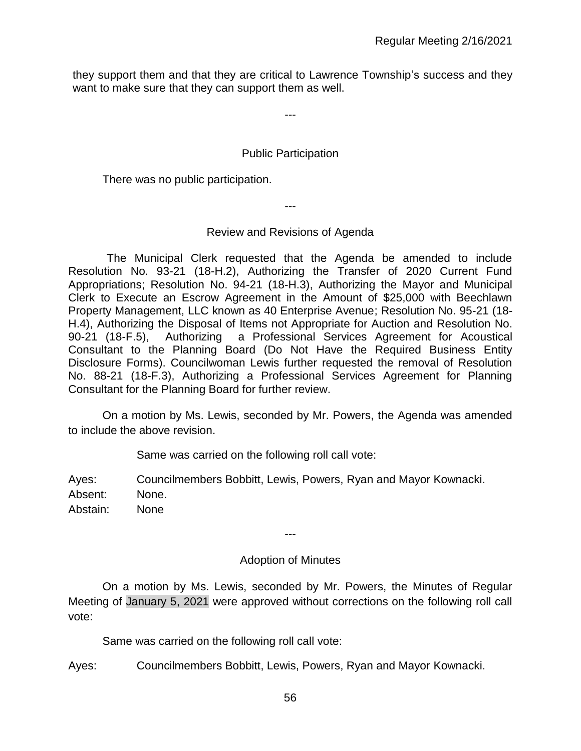they support them and that they are critical to Lawrence Township's success and they want to make sure that they can support them as well.

---

## Public Participation

There was no public participation.

---

## Review and Revisions of Agenda

The Municipal Clerk requested that the Agenda be amended to include Resolution No. 93-21 (18-H.2), Authorizing the Transfer of 2020 Current Fund Appropriations; Resolution No. 94-21 (18-H.3), Authorizing the Mayor and Municipal Clerk to Execute an Escrow Agreement in the Amount of $25,000 with Beechlawn Property Management, LLC known as 40 Enterprise Avenue; Resolution No. 95-21 (18-H.4), Authorizing the Disposal of Items not Appropriate for Auction and Resolution No. 90-21 (18-F.5), Authorizing a Professional Services Agreement for Acoustical Consultant to the Planning Board (Do Not Have the Required Business Entity Disclosure Forms). Councilwoman Lewis further requested the removal of Resolution No. 88-21 (18-F.3), Authorizing a Professional Services Agreement for Planning Consultant for the Planning Board for further review.

On a motion by Ms. Lewis, seconded by Mr. Powers, the Agenda was amended to include the above revision.

Same was carried on the following roll call vote:

Ayes: Councilmembers Bobbitt, Lewis, Powers, Ryan and Mayor Kownacki.
Absent: None.
Abstain: None

---

## Adoption of Minutes

On a motion by Ms. Lewis, seconded by Mr. Powers, the Minutes of Regular Meeting of January 5, 2021 were approved without corrections on the following roll call vote:

Same was carried on the following roll call vote:

Ayes: Councilmembers Bobbitt, Lewis, Powers, Ryan and Mayor Kownacki.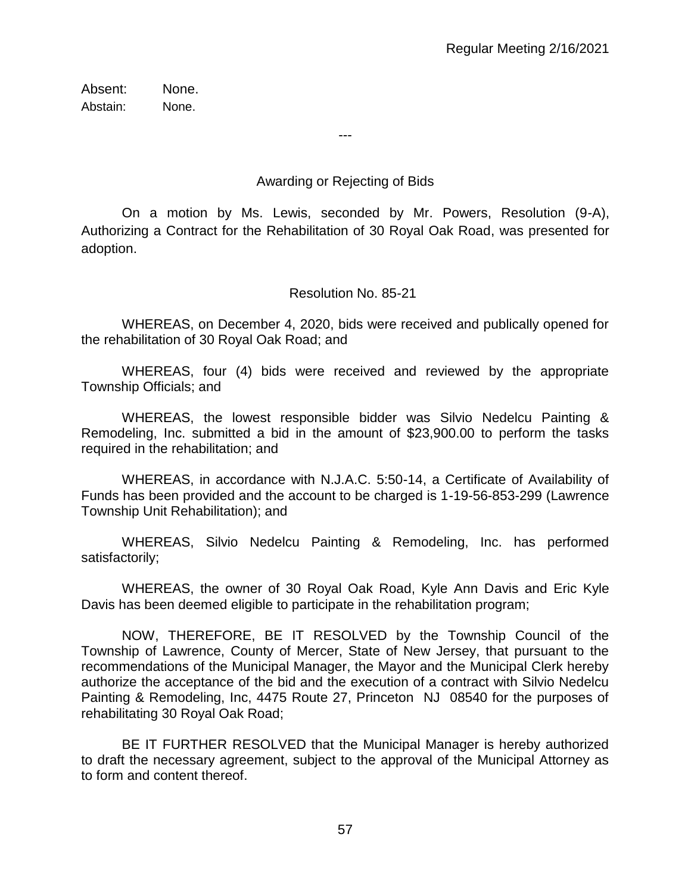Absent: None.
Abstain: None.

---

Awarding or Rejecting of Bids

On a motion by Ms. Lewis, seconded by Mr. Powers, Resolution (9-A), Authorizing a Contract for the Rehabilitation of 30 Royal Oak Road, was presented for adoption.

Resolution No. 85-21

WHEREAS, on December 4, 2020, bids were received and publically opened for the rehabilitation of 30 Royal Oak Road; and

WHEREAS, four (4) bids were received and reviewed by the appropriate Township Officials; and

WHEREAS, the lowest responsible bidder was Silvio Nedelcu Painting & Remodeling, Inc. submitted a bid in the amount of $23,900.00 to perform the tasks required in the rehabilitation; and

WHEREAS, in accordance with N.J.A.C. 5:50-14, a Certificate of Availability of Funds has been provided and the account to be charged is 1-19-56-853-299 (Lawrence Township Unit Rehabilitation); and

WHEREAS, Silvio Nedelcu Painting & Remodeling, Inc. has performed satisfactorily;

WHEREAS, the owner of 30 Royal Oak Road, Kyle Ann Davis and Eric Kyle Davis has been deemed eligible to participate in the rehabilitation program;

NOW, THEREFORE, BE IT RESOLVED by the Township Council of the Township of Lawrence, County of Mercer, State of New Jersey, that pursuant to the recommendations of the Municipal Manager, the Mayor and the Municipal Clerk hereby authorize the acceptance of the bid and the execution of a contract with Silvio Nedelcu Painting & Remodeling, Inc, 4475 Route 27, Princeton NJ 08540 for the purposes of rehabilitating 30 Royal Oak Road;

BE IT FURTHER RESOLVED that the Municipal Manager is hereby authorized to draft the necessary agreement, subject to the approval of the Municipal Attorney as to form and content thereof.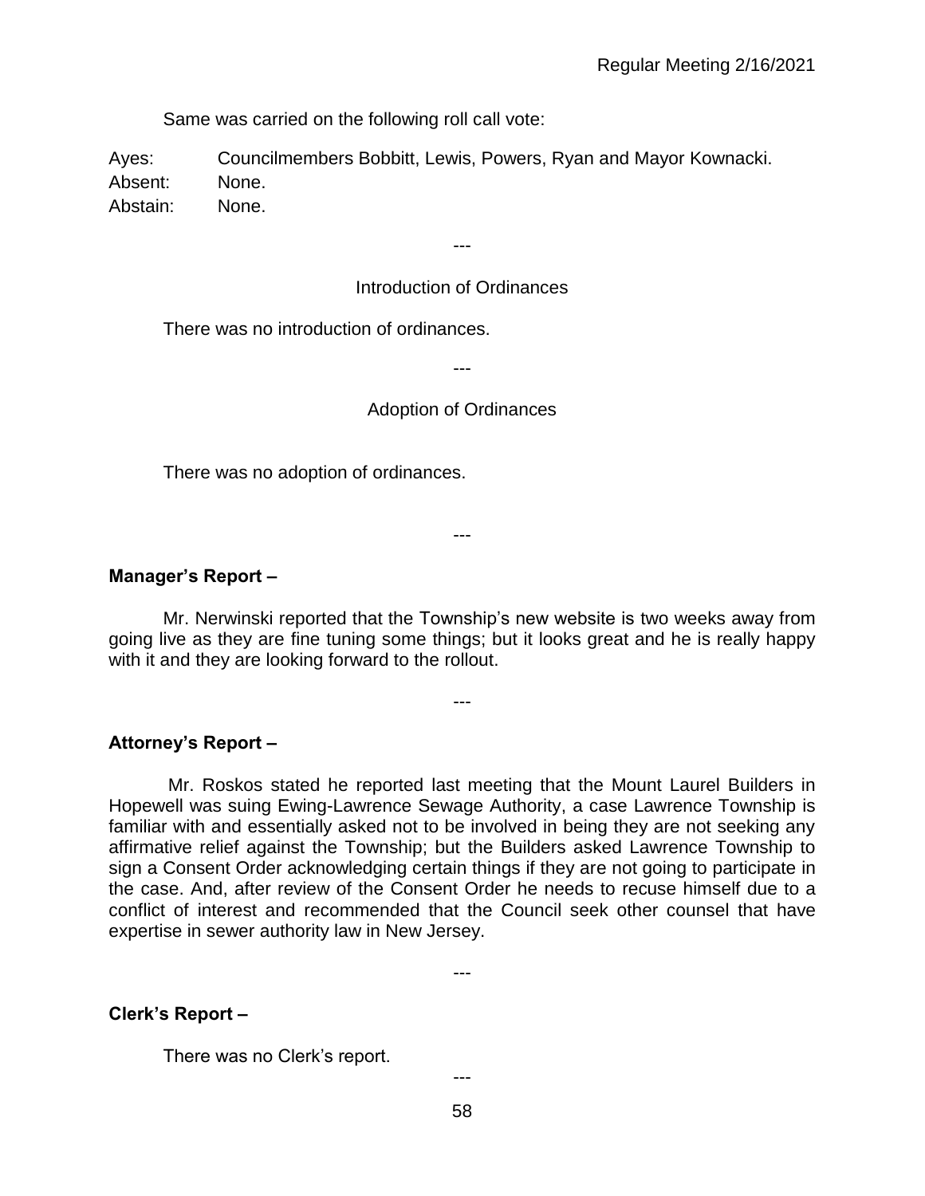Same was carried on the following roll call vote:

Ayes: Councilmembers Bobbitt, Lewis, Powers, Ryan and Mayor Kownacki.
Absent: None.
Abstain: None.

---

Introduction of Ordinances

There was no introduction of ordinances.

---

Adoption of Ordinances

There was no adoption of ordinances.

---

**Manager's Report –**

Mr. Nerwinski reported that the Township's new website is two weeks away from going live as they are fine tuning some things; but it looks great and he is really happy with it and they are looking forward to the rollout.

---

**Attorney's Report –**

Mr. Roskos stated he reported last meeting that the Mount Laurel Builders in Hopewell was suing Ewing-Lawrence Sewage Authority, a case Lawrence Township is familiar with and essentially asked not to be involved in being they are not seeking any affirmative relief against the Township; but the Builders asked Lawrence Township to sign a Consent Order acknowledging certain things if they are not going to participate in the case. And, after review of the Consent Order he needs to recuse himself due to a conflict of interest and recommended that the Council seek other counsel that have expertise in sewer authority law in New Jersey.

---

**Clerk's Report –**

There was no Clerk's report.

---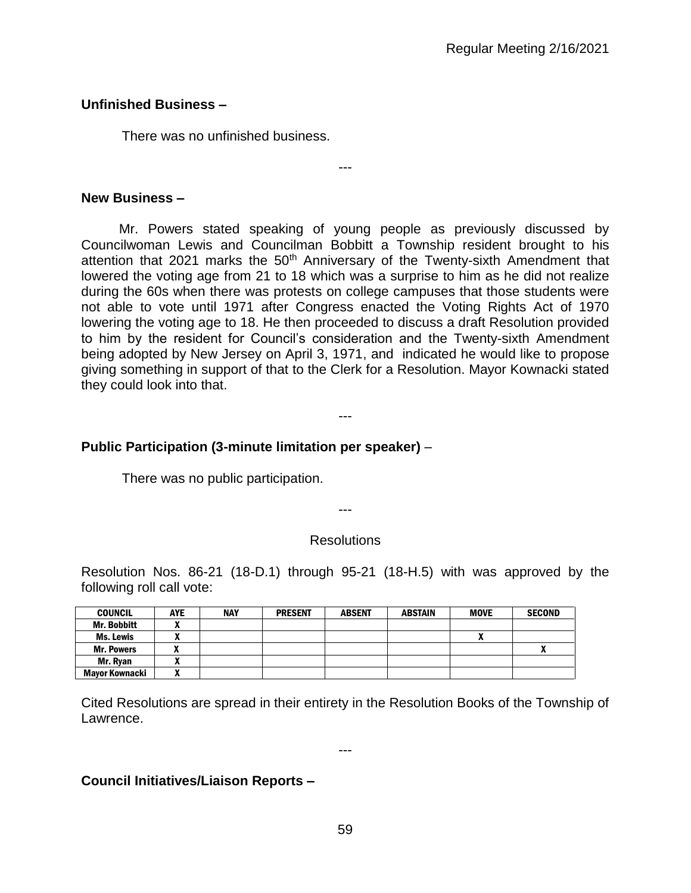**Unfinished Business –**

There was no unfinished business.

---

**New Business –**

Mr. Powers stated speaking of young people as previously discussed by Councilwoman Lewis and Councilman Bobbitt a Township resident brought to his attention that 2021 marks the 50th Anniversary of the Twenty-sixth Amendment that lowered the voting age from 21 to 18 which was a surprise to him as he did not realize during the 60s when there was protests on college campuses that those students were not able to vote until 1971 after Congress enacted the Voting Rights Act of 1970 lowering the voting age to 18. He then proceeded to discuss a draft Resolution provided to him by the resident for Council's consideration and the Twenty-sixth Amendment being adopted by New Jersey on April 3, 1971, and indicated he would like to propose giving something in support of that to the Clerk for a Resolution. Mayor Kownacki stated they could look into that.

---

**Public Participation (3-minute limitation per speaker)** –

There was no public participation.

---

Resolutions

Resolution Nos. 86-21 (18-D.1) through 95-21 (18-H.5) with was approved by the following roll call vote:

| COUNCIL | AYE | NAY | PRESENT | ABSENT | ABSTAIN | MOVE | SECOND |
|---|---|---|---|---|---|---|---|
| Mr. Bobbitt | X | | | | | | |
| Ms. Lewis | X | | | | | X | |
| Mr. Powers | X | | | | | | X |
| Mr. Ryan | X | | | | | | |
| Mayor Kownacki | X | | | | | | |

Cited Resolutions are spread in their entirety in the Resolution Books of the Township of Lawrence.

---

**Council Initiatives/Liaison Reports –**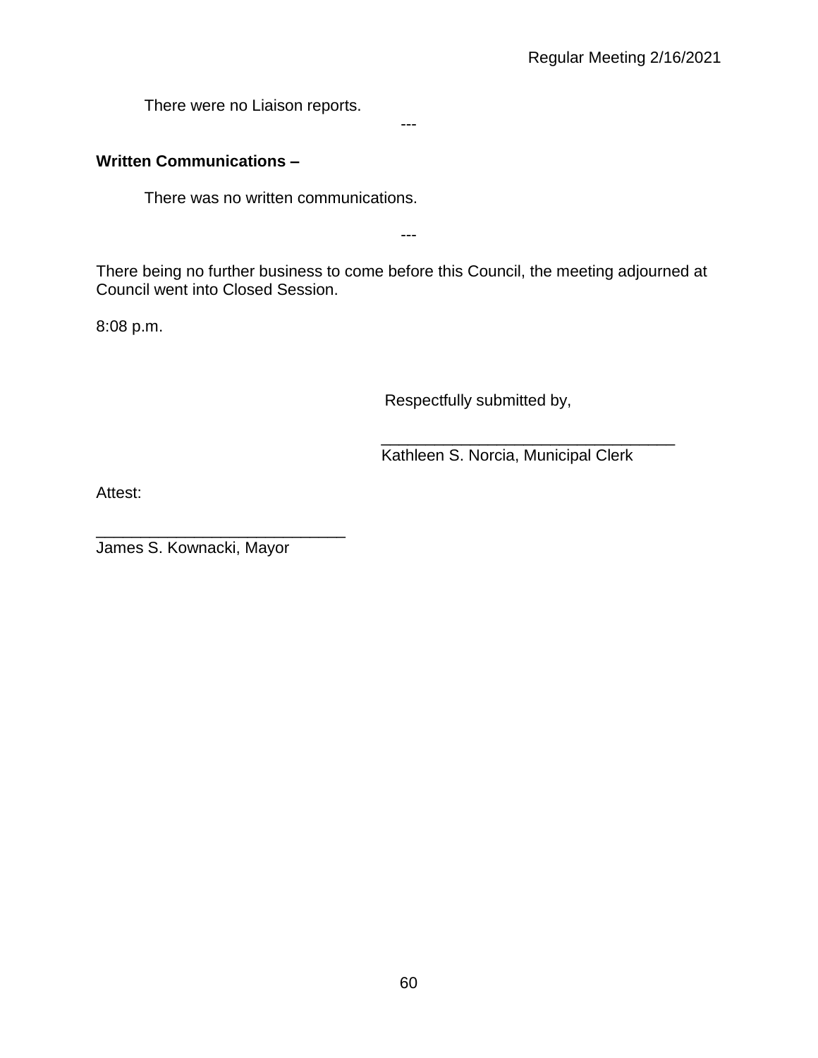There were no Liaison reports.

---

**Written Communications –**

There was no written communications.

---

There being no further business to come before this Council, the meeting adjourned at Council went into Closed Session.

8:08 p.m.

Respectfully submitted by,

\_\_\_\_\_\_\_\_\_\_\_\_\_\_\_\_\_\_\_\_\_\_\_\_\_\_\_\_\_\_\_\_\_\_
Kathleen S. Norcia, Municipal Clerk

Attest:

\_\_\_\_\_\_\_\_\_\_\_\_\_\_\_\_\_\_\_\_\_\_\_\_\_\_\_\_
James S. Kownacki, Mayor